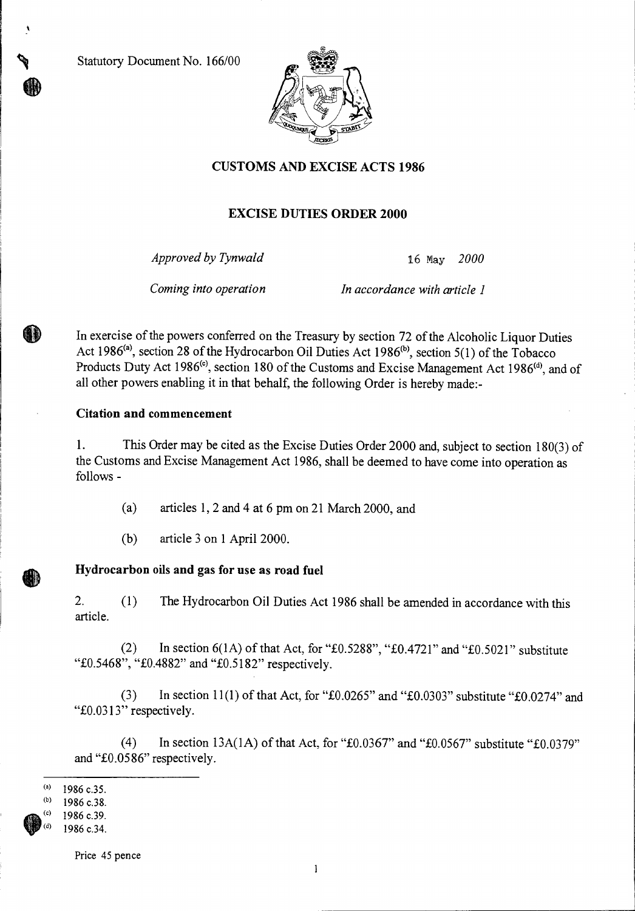Statutory Document No. 166/00

## CUSTOMS AND EXCISE ACTS 1986

## EXCISE DUTIES ORDER 2000

*Approved by Tynwald* 16 May *2000*

*Coming into operation* *In accordance with article 1*

In exercise of the powers conferred on the Treasury by section 72 of the Alcoholic Liquor Duties Act 1986[(a)], section 28 of the Hydrocarbon Oil Duties Act 1986[(b)], section 5(1) of the Tobacco Products Duty Act 1986[(c)], section 180 of the Customs and Excise Management Act 1986[(d)], and of all other powers enabling it in that behalf, the following Order is hereby made:-

### Citation and commencement

1. This Order may be cited as the Excise Duties Order 2000 and, subject to section 180(3) of the Customs and Excise Management Act 1986, shall be deemed to have come into operation as follows -

   (a) articles 1, 2 and 4 at 6 pm on 21 March 2000, and

   (b) article 3 on 1 April 2000.

### Hydrocarbon oils and gas for use as road fuel

2. (1) The Hydrocarbon Oil Duties Act 1986 shall be amended in accordance with this article.

   (2) In section 6(1A) of that Act, for "£0.5288", "£0.4721" and "£0.5021" substitute "£0.5468", "£0.4882" and "£0.5182" respectively.

   (3) In section 11(1) of that Act, for "£0.0265" and "£0.0303" substitute "£0.0274" and "£0.0313" respectively.

   (4) In section 13A(1A) of that Act, for "£0.0367" and "£0.0567" substitute "£0.0379" and "£0.0586" respectively.

---

(a) 1986 c.35.
(b) 1986 c.38.
(c) 1986 c.39.
(d) 1986 c.34.

Price 45 pence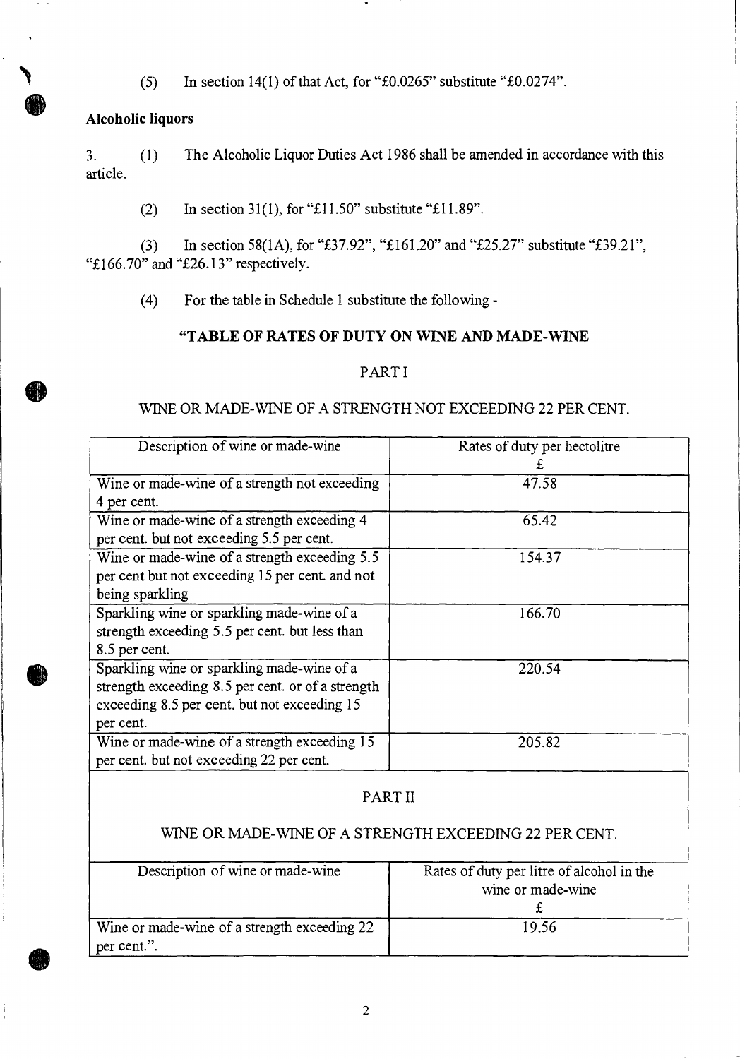(5) In section 14(1) of that Act, for "£0.0265" substitute "£0.0274".

**Alcoholic liquors**

3. (1) The Alcoholic Liquor Duties Act 1986 shall be amended in accordance with this article.

(2) In section 31(1), for "£11.50" substitute "£11.89".

(3) In section 58(1A), for "£37.92", "£161.20" and "£25.27" substitute "£39.21", "£166.70" and "£26.13" respectively.

(4) For the table in Schedule 1 substitute the following -

## "TABLE OF RATES OF DUTY ON WINE AND MADE-WINE

### PART I

### WINE OR MADE-WINE OF A STRENGTH NOT EXCEEDING 22 PER CENT.

| Description of wine or made-wine | Rates of duty per hectolitre £ |
|---|---|
| Wine or made-wine of a strength not exceeding 4 per cent. | 47.58 |
| Wine or made-wine of a strength exceeding 4 per cent. but not exceeding 5.5 per cent. | 65.42 |
| Wine or made-wine of a strength exceeding 5.5 per cent but not exceeding 15 per cent. and not being sparkling | 154.37 |
| Sparkling wine or sparkling made-wine of a strength exceeding 5.5 per cent. but less than 8.5 per cent. | 166.70 |
| Sparkling wine or sparkling made-wine of a strength exceeding 8.5 per cent. or of a strength exceeding 8.5 per cent. but not exceeding 15 per cent. | 220.54 |
| Wine or made-wine of a strength exceeding 15 per cent. but not exceeding 22 per cent. | 205.82 |

### PART II

### WINE OR MADE-WINE OF A STRENGTH EXCEEDING 22 PER CENT.

| Description of wine or made-wine | Rates of duty per litre of alcohol in the wine or made-wine £ |
|---|---|
| Wine or made-wine of a strength exceeding 22 per cent.". | 19.56 |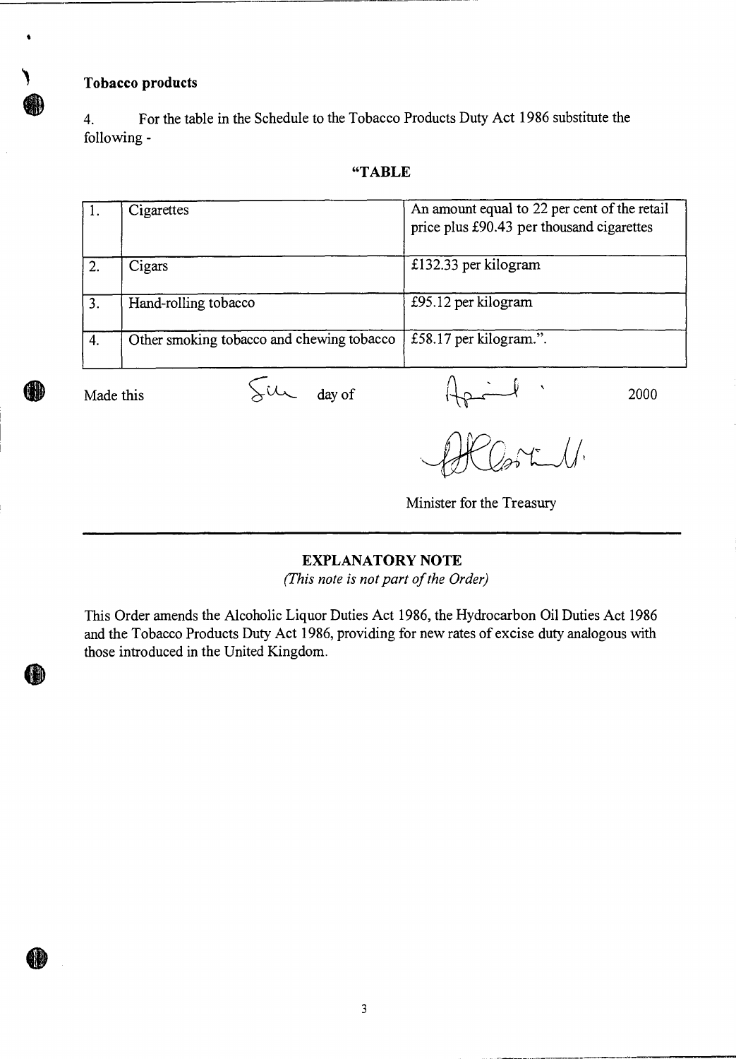### Tobacco products

4. For the table in the Schedule to the Tobacco Products Duty Act 1986 substitute the following -

**"TABLE**

| | | |
|---|---|---|
| 1. | Cigarettes | An amount equal to 22 per cent of the retail price plus £90.43 per thousand cigarettes |
| 2. | Cigars | £132.33 per kilogram |
| 3. | Hand-rolling tobacco | £95.12 per kilogram |
| 4. | Other smoking tobacco and chewing tobacco | £58.17 per kilogram.". |

Made this 5th day of April 2000

Minister for the Treasury

---

**EXPLANATORY NOTE**

*(This note is not part of the Order)*

This Order amends the Alcoholic Liquor Duties Act 1986, the Hydrocarbon Oil Duties Act 1986 and the Tobacco Products Duty Act 1986, providing for new rates of excise duty analogous with those introduced in the United Kingdom.